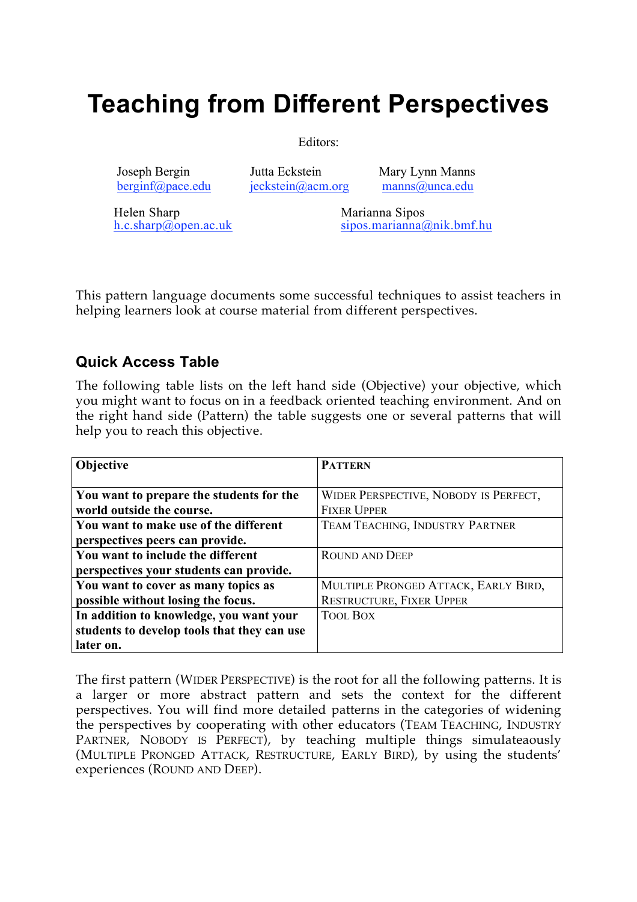# Teaching from Different Perspectives

Editors:

Joseph Bergin
berginf@pace.edu

Jutta Eckstein
jeckstein@acm.org

Mary Lynn Manns
manns@unca.edu

Helen Sharp
h.c.sharp@open.ac.uk

Marianna Sipos
sipos.marianna@nik.bmf.hu

This pattern language documents some successful techniques to assist teachers in helping learners look at course material from different perspectives.

## Quick Access Table

The following table lists on the left hand side (Objective) your objective, which you might want to focus on in a feedback oriented teaching environment. And on the right hand side (Pattern) the table suggests one or several patterns that will help you to reach this objective.

| **Objective** | **PATTERN** |
| --- | --- |
| **You want to prepare the students for the world outside the course.** | WIDER PERSPECTIVE, NOBODY IS PERFECT, FIXER UPPER |
| **You want to make use of the different perspectives peers can provide.** | TEAM TEACHING, INDUSTRY PARTNER |
| **You want to include the different perspectives your students can provide.** | ROUND AND DEEP |
| **You want to cover as many topics as possible without losing the focus.** | MULTIPLE PRONGED ATTACK, EARLY BIRD, RESTRUCTURE, FIXER UPPER |
| **In addition to knowledge, you want your students to develop tools that they can use later on.** | TOOL BOX |

The first pattern (WIDER PERSPECTIVE) is the root for all the following patterns. It is a larger or more abstract pattern and sets the context for the different perspectives. You will find more detailed patterns in the categories of widening the perspectives by cooperating with other educators (TEAM TEACHING, INDUSTRY PARTNER, NOBODY IS PERFECT), by teaching multiple things simulateaously (MULTIPLE PRONGED ATTACK, RESTRUCTURE, EARLY BIRD), by using the students' experiences (ROUND AND DEEP).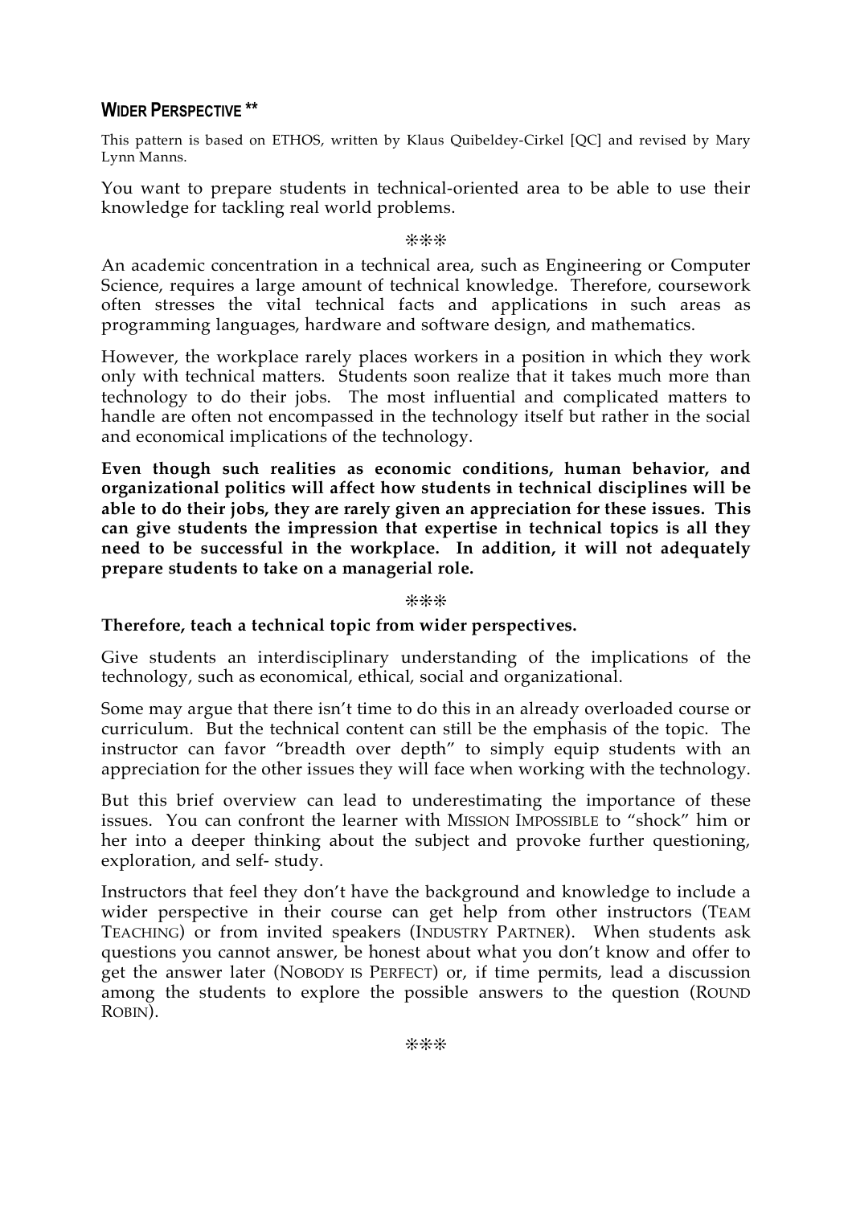## WIDER PERSPECTIVE **

This pattern is based on ETHOS, written by Klaus Quibeldey-Cirkel [QC] and revised by Mary Lynn Manns.

You want to prepare students in technical-oriented area to be able to use their knowledge for tackling real world problems.

❊❊❊

An academic concentration in a technical area, such as Engineering or Computer Science, requires a large amount of technical knowledge. Therefore, coursework often stresses the vital technical facts and applications in such areas as programming languages, hardware and software design, and mathematics.

However, the workplace rarely places workers in a position in which they work only with technical matters. Students soon realize that it takes much more than technology to do their jobs. The most influential and complicated matters to handle are often not encompassed in the technology itself but rather in the social and economical implications of the technology.

**Even though such realities as economic conditions, human behavior, and organizational politics will affect how students in technical disciplines will be able to do their jobs, they are rarely given an appreciation for these issues. This can give students the impression that expertise in technical topics is all they need to be successful in the workplace. In addition, it will not adequately prepare students to take on a managerial role.**

❊❊❊

**Therefore, teach a technical topic from wider perspectives.**

Give students an interdisciplinary understanding of the implications of the technology, such as economical, ethical, social and organizational.

Some may argue that there isn't time to do this in an already overloaded course or curriculum. But the technical content can still be the emphasis of the topic. The instructor can favor "breadth over depth" to simply equip students with an appreciation for the other issues they will face when working with the technology.

But this brief overview can lead to underestimating the importance of these issues. You can confront the learner with MISSION IMPOSSIBLE to "shock" him or her into a deeper thinking about the subject and provoke further questioning, exploration, and self- study.

Instructors that feel they don't have the background and knowledge to include a wider perspective in their course can get help from other instructors (TEAM TEACHING) or from invited speakers (INDUSTRY PARTNER). When students ask questions you cannot answer, be honest about what you don't know and offer to get the answer later (NOBODY IS PERFECT) or, if time permits, lead a discussion among the students to explore the possible answers to the question (ROUND ROBIN).

❊❊❊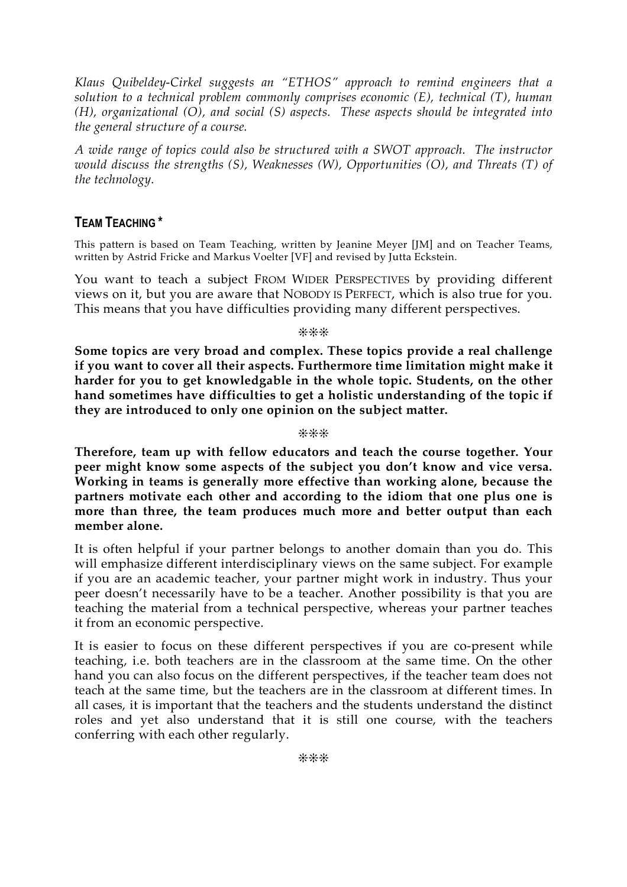*Klaus Quibeldey-Cirkel suggests an "ETHOS" approach to remind engineers that a solution to a technical problem commonly comprises economic (E), technical (T), human (H), organizational (O), and social (S) aspects. These aspects should be integrated into the general structure of a course.*

*A wide range of topics could also be structured with a SWOT approach. The instructor would discuss the strengths (S), Weaknesses (W), Opportunities (O), and Threats (T) of the technology.*

## TEAM TEACHING *

This pattern is based on Team Teaching, written by Jeanine Meyer [JM] and on Teacher Teams, written by Astrid Fricke and Markus Voelter [VF] and revised by Jutta Eckstein.

You want to teach a subject FROM WIDER PERSPECTIVES by providing different views on it, but you are aware that NOBODY IS PERFECT, which is also true for you. This means that you have difficulties providing many different perspectives.

❊❊❊

**Some topics are very broad and complex. These topics provide a real challenge if you want to cover all their aspects. Furthermore time limitation might make it harder for you to get knowledgable in the whole topic. Students, on the other hand sometimes have difficulties to get a holistic understanding of the topic if they are introduced to only one opinion on the subject matter.**

❊❊❊

**Therefore, team up with fellow educators and teach the course together. Your peer might know some aspects of the subject you don't know and vice versa. Working in teams is generally more effective than working alone, because the partners motivate each other and according to the idiom that one plus one is more than three, the team produces much more and better output than each member alone.**

It is often helpful if your partner belongs to another domain than you do. This will emphasize different interdisciplinary views on the same subject. For example if you are an academic teacher, your partner might work in industry. Thus your peer doesn't necessarily have to be a teacher. Another possibility is that you are teaching the material from a technical perspective, whereas your partner teaches it from an economic perspective.

It is easier to focus on these different perspectives if you are co-present while teaching, i.e. both teachers are in the classroom at the same time. On the other hand you can also focus on the different perspectives, if the teacher team does not teach at the same time, but the teachers are in the classroom at different times. In all cases, it is important that the teachers and the students understand the distinct roles and yet also understand that it is still one course, with the teachers conferring with each other regularly.

❊❊❊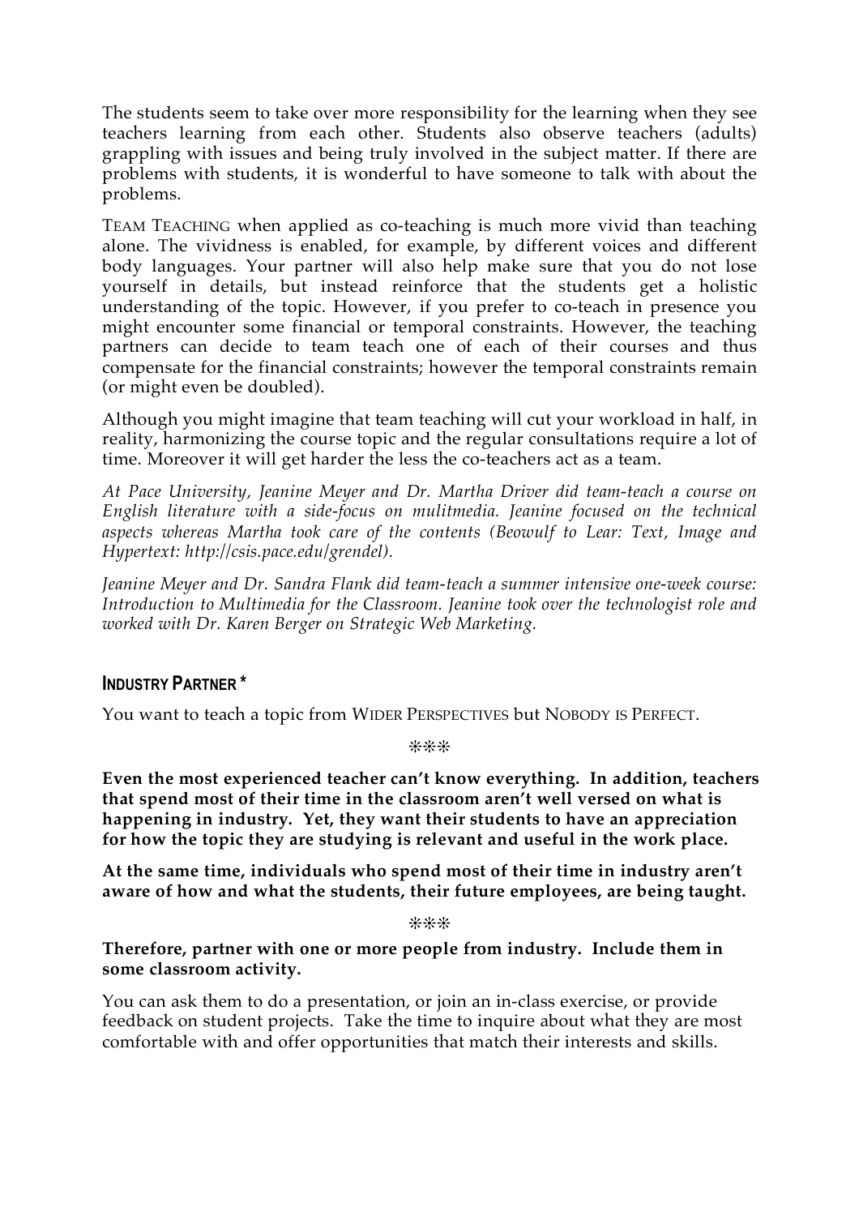The students seem to take over more responsibility for the learning when they see teachers learning from each other. Students also observe teachers (adults) grappling with issues and being truly involved in the subject matter. If there are problems with students, it is wonderful to have someone to talk with about the problems.

TEAM TEACHING when applied as co-teaching is much more vivid than teaching alone. The vividness is enabled, for example, by different voices and different body languages. Your partner will also help make sure that you do not lose yourself in details, but instead reinforce that the students get a holistic understanding of the topic. However, if you prefer to co-teach in presence you might encounter some financial or temporal constraints. However, the teaching partners can decide to team teach one of each of their courses and thus compensate for the financial constraints; however the temporal constraints remain (or might even be doubled).

Although you might imagine that team teaching will cut your workload in half, in reality, harmonizing the course topic and the regular consultations require a lot of time. Moreover it will get harder the less the co-teachers act as a team.

*At Pace University, Jeanine Meyer and Dr. Martha Driver did team-teach a course on English literature with a side-focus on mulitmedia. Jeanine focused on the technical aspects whereas Martha took care of the contents (Beowulf to Lear: Text, Image and Hypertext: http://csis.pace.edu/grendel).*

*Jeanine Meyer and Dr. Sandra Flank did team-teach a summer intensive one-week course: Introduction to Multimedia for the Classroom. Jeanine took over the technologist role and worked with Dr. Karen Berger on Strategic Web Marketing.*

## INDUSTRY PARTNER *

You want to teach a topic from WIDER PERSPECTIVES but NOBODY IS PERFECT.

❊❊❊

**Even the most experienced teacher can't know everything. In addition, teachers that spend most of their time in the classroom aren't well versed on what is happening in industry. Yet, they want their students to have an appreciation for how the topic they are studying is relevant and useful in the work place.**

**At the same time, individuals who spend most of their time in industry aren't aware of how and what the students, their future employees, are being taught.**

❊❊❊

**Therefore, partner with one or more people from industry. Include them in some classroom activity.**

You can ask them to do a presentation, or join an in-class exercise, or provide feedback on student projects. Take the time to inquire about what they are most comfortable with and offer opportunities that match their interests and skills.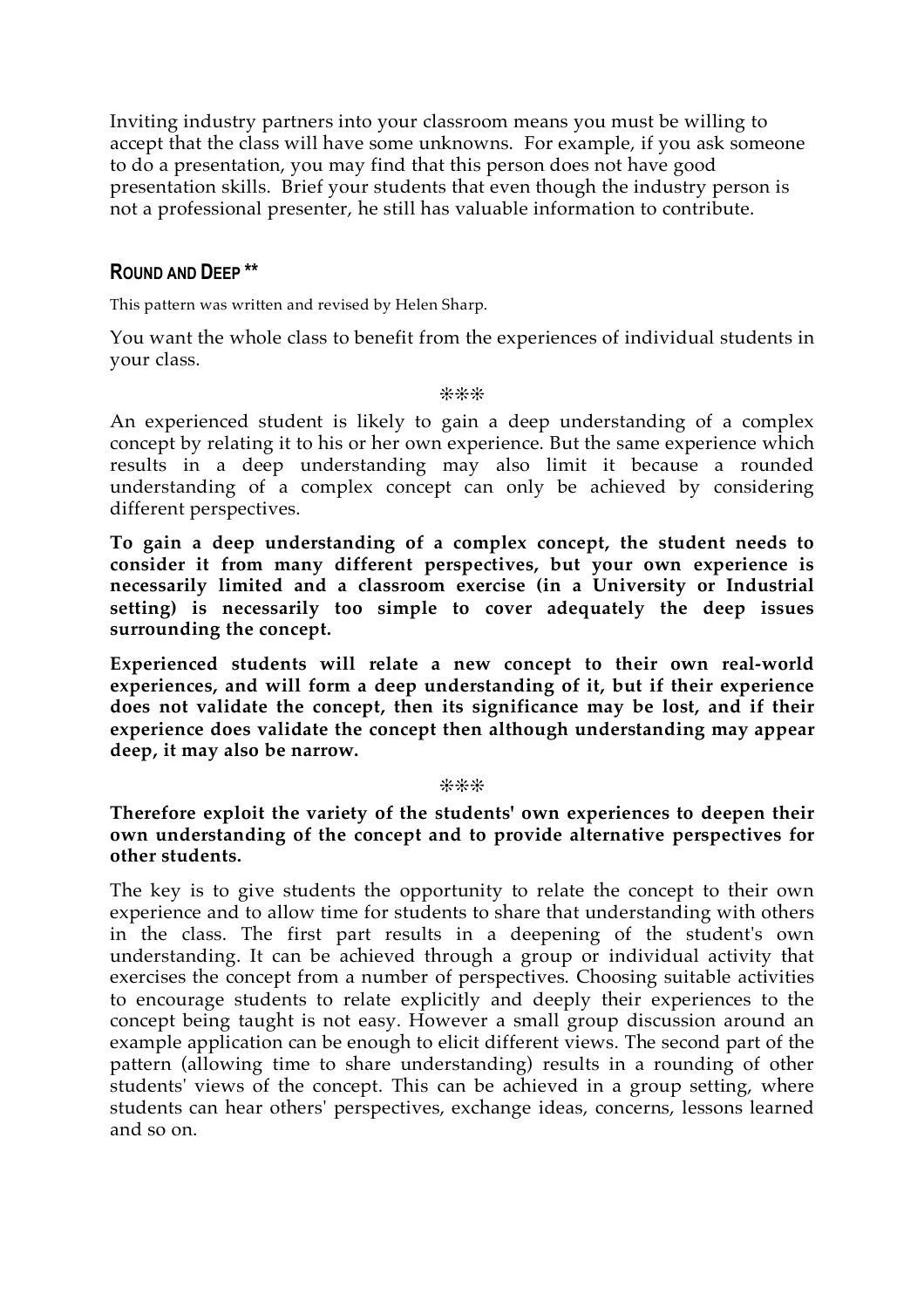Inviting industry partners into your classroom means you must be willing to accept that the class will have some unknowns. For example, if you ask someone to do a presentation, you may find that this person does not have good presentation skills. Brief your students that even though the industry person is not a professional presenter, he still has valuable information to contribute.

### ROUND AND DEEP **

This pattern was written and revised by Helen Sharp.

You want the whole class to benefit from the experiences of individual students in your class.

❊❊❊

An experienced student is likely to gain a deep understanding of a complex concept by relating it to his or her own experience. But the same experience which results in a deep understanding may also limit it because a rounded understanding of a complex concept can only be achieved by considering different perspectives.

**To gain a deep understanding of a complex concept, the student needs to consider it from many different perspectives, but your own experience is necessarily limited and a classroom exercise (in a University or Industrial setting) is necessarily too simple to cover adequately the deep issues surrounding the concept.**

**Experienced students will relate a new concept to their own real-world experiences, and will form a deep understanding of it, but if their experience does not validate the concept, then its significance may be lost, and if their experience does validate the concept then although understanding may appear deep, it may also be narrow.**

❊❊❊

**Therefore exploit the variety of the students' own experiences to deepen their own understanding of the concept and to provide alternative perspectives for other students.**

The key is to give students the opportunity to relate the concept to their own experience and to allow time for students to share that understanding with others in the class. The first part results in a deepening of the student's own understanding. It can be achieved through a group or individual activity that exercises the concept from a number of perspectives. Choosing suitable activities to encourage students to relate explicitly and deeply their experiences to the concept being taught is not easy. However a small group discussion around an example application can be enough to elicit different views. The second part of the pattern (allowing time to share understanding) results in a rounding of other students' views of the concept. This can be achieved in a group setting, where students can hear others' perspectives, exchange ideas, concerns, lessons learned and so on.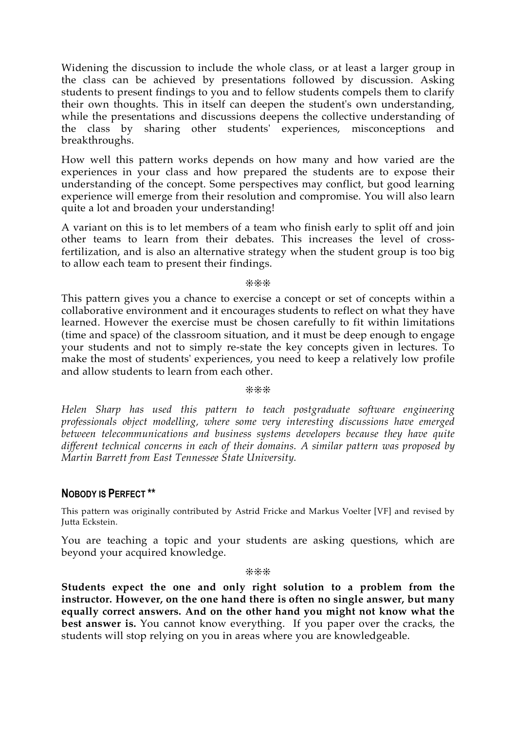Widening the discussion to include the whole class, or at least a larger group in the class can be achieved by presentations followed by discussion. Asking students to present findings to you and to fellow students compels them to clarify their own thoughts. This in itself can deepen the student's own understanding, while the presentations and discussions deepens the collective understanding of the class by sharing other students' experiences, misconceptions and breakthroughs.

How well this pattern works depends on how many and how varied are the experiences in your class and how prepared the students are to expose their understanding of the concept. Some perspectives may conflict, but good learning experience will emerge from their resolution and compromise. You will also learn quite a lot and broaden your understanding!

A variant on this is to let members of a team who finish early to split off and join other teams to learn from their debates. This increases the level of cross-fertilization, and is also an alternative strategy when the student group is too big to allow each team to present their findings.

❋❋❋

This pattern gives you a chance to exercise a concept or set of concepts within a collaborative environment and it encourages students to reflect on what they have learned. However the exercise must be chosen carefully to fit within limitations (time and space) of the classroom situation, and it must be deep enough to engage your students and not to simply re-state the key concepts given in lectures. To make the most of students' experiences, you need to keep a relatively low profile and allow students to learn from each other.

❋❋❋

*Helen Sharp has used this pattern to teach postgraduate software engineering professionals object modelling, where some very interesting discussions have emerged between telecommunications and business systems developers because they have quite different technical concerns in each of their domains. A similar pattern was proposed by Martin Barrett from East Tennessee State University.*

## NOBODY IS PERFECT **

This pattern was originally contributed by Astrid Fricke and Markus Voelter [VF] and revised by Jutta Eckstein.

You are teaching a topic and your students are asking questions, which are beyond your acquired knowledge.

❋❋❋

**Students expect the one and only right solution to a problem from the instructor. However, on the one hand there is often no single answer, but many equally correct answers. And on the other hand you might not know what the best answer is.** You cannot know everything. If you paper over the cracks, the students will stop relying on you in areas where you are knowledgeable.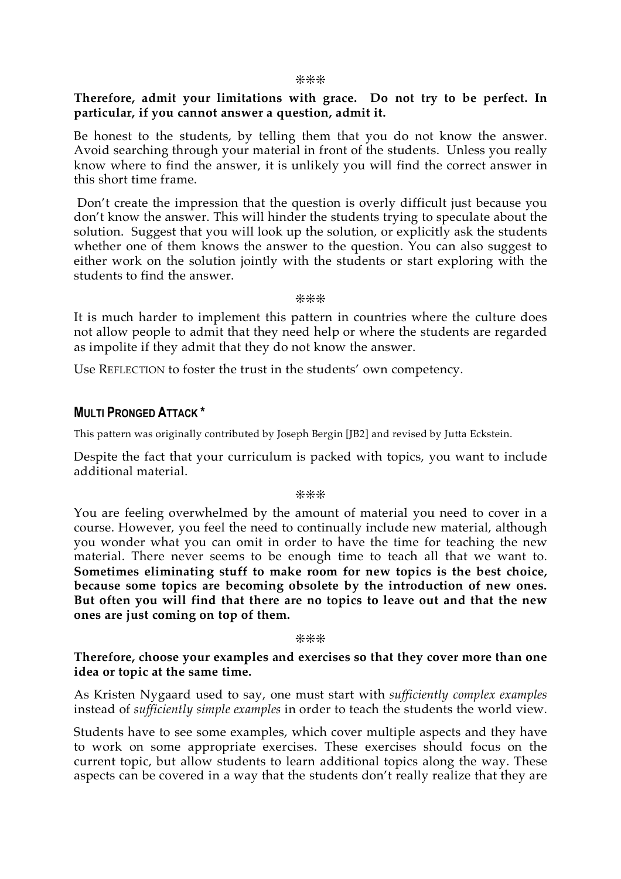❊❊❊

**Therefore, admit your limitations with grace. Do not try to be perfect. In particular, if you cannot answer a question, admit it.**

Be honest to the students, by telling them that you do not know the answer. Avoid searching through your material in front of the students. Unless you really know where to find the answer, it is unlikely you will find the correct answer in this short time frame.

Don't create the impression that the question is overly difficult just because you don't know the answer. This will hinder the students trying to speculate about the solution. Suggest that you will look up the solution, or explicitly ask the students whether one of them knows the answer to the question. You can also suggest to either work on the solution jointly with the students or start exploring with the students to find the answer.

❊❊❊

It is much harder to implement this pattern in countries where the culture does not allow people to admit that they need help or where the students are regarded as impolite if they admit that they do not know the answer.

Use REFLECTION to foster the trust in the students' own competency.

## MULTI PRONGED ATTACK *

This pattern was originally contributed by Joseph Bergin [JB2] and revised by Jutta Eckstein.

Despite the fact that your curriculum is packed with topics, you want to include additional material.

❊❊❊

You are feeling overwhelmed by the amount of material you need to cover in a course. However, you feel the need to continually include new material, although you wonder what you can omit in order to have the time for teaching the new material. There never seems to be enough time to teach all that we want to. **Sometimes eliminating stuff to make room for new topics is the best choice, because some topics are becoming obsolete by the introduction of new ones. But often you will find that there are no topics to leave out and that the new ones are just coming on top of them.**

❊❊❊

**Therefore, choose your examples and exercises so that they cover more than one idea or topic at the same time.**

As Kristen Nygaard used to say, one must start with *sufficiently complex examples* instead of *sufficiently simple examples* in order to teach the students the world view.

Students have to see some examples, which cover multiple aspects and they have to work on some appropriate exercises. These exercises should focus on the current topic, but allow students to learn additional topics along the way. These aspects can be covered in a way that the students don't really realize that they are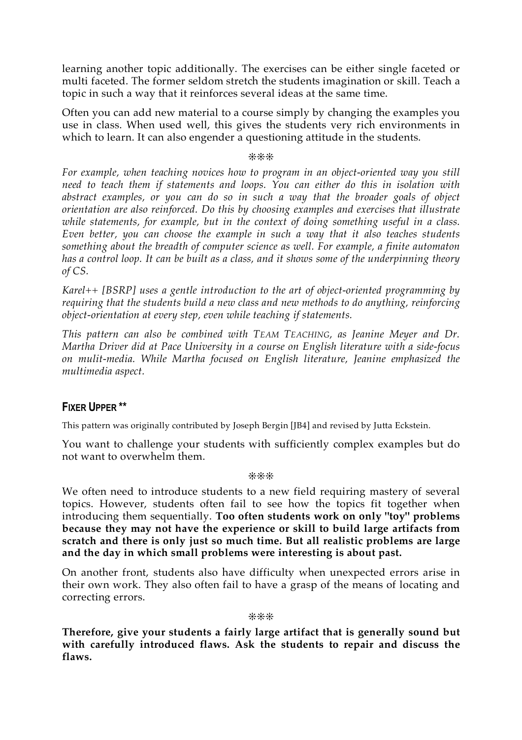learning another topic additionally. The exercises can be either single faceted or multi faceted. The former seldom stretch the students imagination or skill. Teach a topic in such a way that it reinforces several ideas at the same time.

Often you can add new material to a course simply by changing the examples you use in class. When used well, this gives the students very rich environments in which to learn. It can also engender a questioning attitude in the students.

❊❊❊

*For example, when teaching novices how to program in an object-oriented way you still need to teach them if statements and loops. You can either do this in isolation with abstract examples, or you can do so in such a way that the broader goals of object orientation are also reinforced. Do this by choosing examples and exercises that illustrate while statements, for example, but in the context of doing something useful in a class. Even better, you can choose the example in such a way that it also teaches students something about the breadth of computer science as well. For example, a finite automaton has a control loop. It can be built as a class, and it shows some of the underpinning theory of CS.*

*Karel++ [BSRP] uses a gentle introduction to the art of object-oriented programming by requiring that the students build a new class and new methods to do anything, reinforcing object-orientation at every step, even while teaching if statements.*

*This pattern can also be combined with TEAM TEACHING, as Jeanine Meyer and Dr. Martha Driver did at Pace University in a course on English literature with a side-focus on mulit-media. While Martha focused on English literature, Jeanine emphasized the multimedia aspect.*

## FIXER UPPER **

This pattern was originally contributed by Joseph Bergin [JB4] and revised by Jutta Eckstein.

You want to challenge your students with sufficiently complex examples but do not want to overwhelm them.

❊❊❊

We often need to introduce students to a new field requiring mastery of several topics. However, students often fail to see how the topics fit together when introducing them sequentially. **Too often students work on only "toy" problems because they may not have the experience or skill to build large artifacts from scratch and there is only just so much time. But all realistic problems are large and the day in which small problems were interesting is about past.**

On another front, students also have difficulty when unexpected errors arise in their own work. They also often fail to have a grasp of the means of locating and correcting errors.

❊❊❊

**Therefore, give your students a fairly large artifact that is generally sound but with carefully introduced flaws. Ask the students to repair and discuss the flaws.**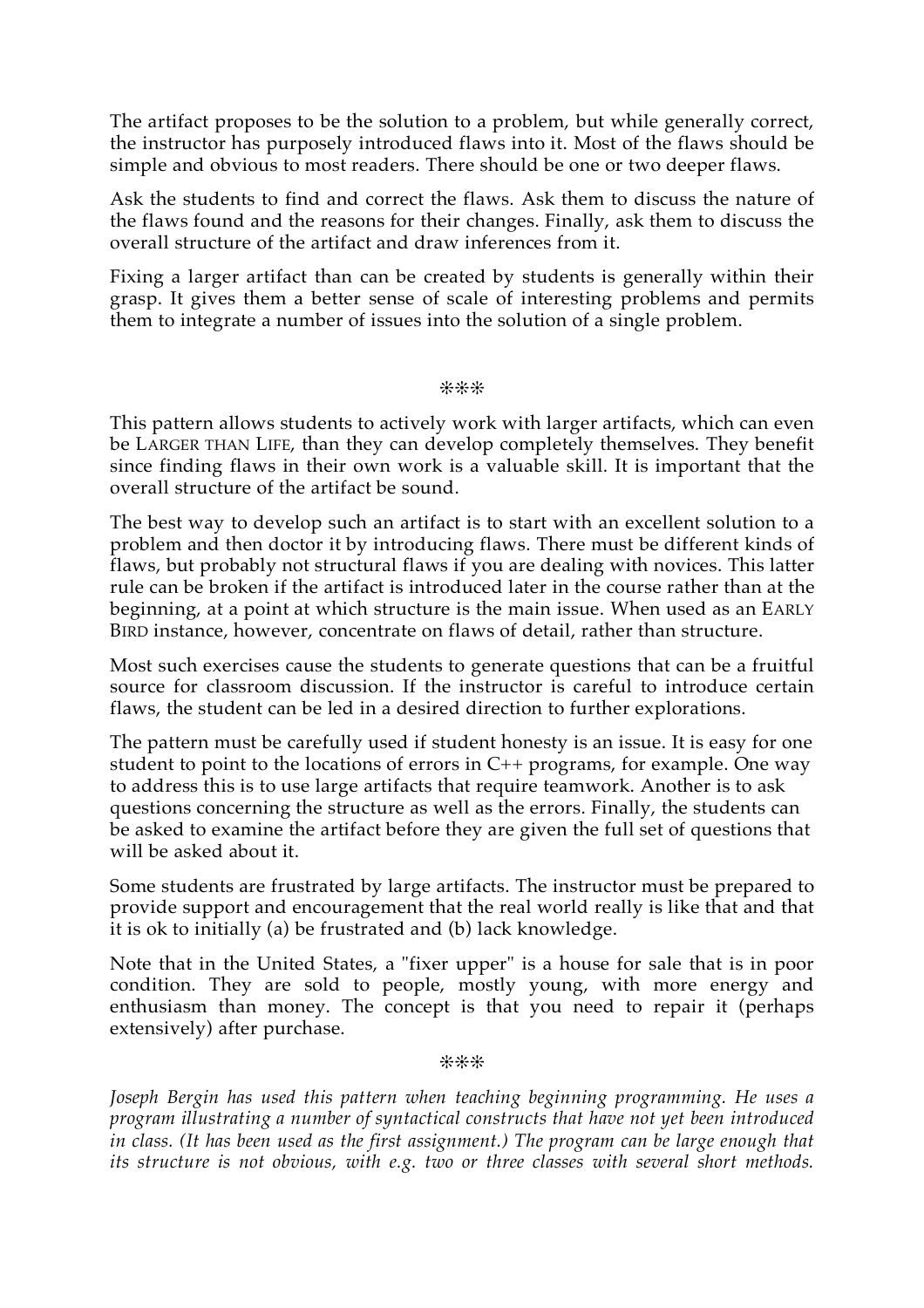The artifact proposes to be the solution to a problem, but while generally correct, the instructor has purposely introduced flaws into it. Most of the flaws should be simple and obvious to most readers. There should be one or two deeper flaws.

Ask the students to find and correct the flaws. Ask them to discuss the nature of the flaws found and the reasons for their changes. Finally, ask them to discuss the overall structure of the artifact and draw inferences from it.

Fixing a larger artifact than can be created by students is generally within their grasp. It gives them a better sense of scale of interesting problems and permits them to integrate a number of issues into the solution of a single problem.

❋❋❋

This pattern allows students to actively work with larger artifacts, which can even be LARGER THAN LIFE, than they can develop completely themselves. They benefit since finding flaws in their own work is a valuable skill. It is important that the overall structure of the artifact be sound.

The best way to develop such an artifact is to start with an excellent solution to a problem and then doctor it by introducing flaws. There must be different kinds of flaws, but probably not structural flaws if you are dealing with novices. This latter rule can be broken if the artifact is introduced later in the course rather than at the beginning, at a point at which structure is the main issue. When used as an EARLY BIRD instance, however, concentrate on flaws of detail, rather than structure.

Most such exercises cause the students to generate questions that can be a fruitful source for classroom discussion. If the instructor is careful to introduce certain flaws, the student can be led in a desired direction to further explorations.

The pattern must be carefully used if student honesty is an issue. It is easy for one student to point to the locations of errors in C++ programs, for example. One way to address this is to use large artifacts that require teamwork. Another is to ask questions concerning the structure as well as the errors. Finally, the students can be asked to examine the artifact before they are given the full set of questions that will be asked about it.

Some students are frustrated by large artifacts. The instructor must be prepared to provide support and encouragement that the real world really is like that and that it is ok to initially (a) be frustrated and (b) lack knowledge.

Note that in the United States, a "fixer upper" is a house for sale that is in poor condition. They are sold to people, mostly young, with more energy and enthusiasm than money. The concept is that you need to repair it (perhaps extensively) after purchase.

❋❋❋

*Joseph Bergin has used this pattern when teaching beginning programming. He uses a program illustrating a number of syntactical constructs that have not yet been introduced in class. (It has been used as the first assignment.) The program can be large enough that its structure is not obvious, with e.g. two or three classes with several short methods.*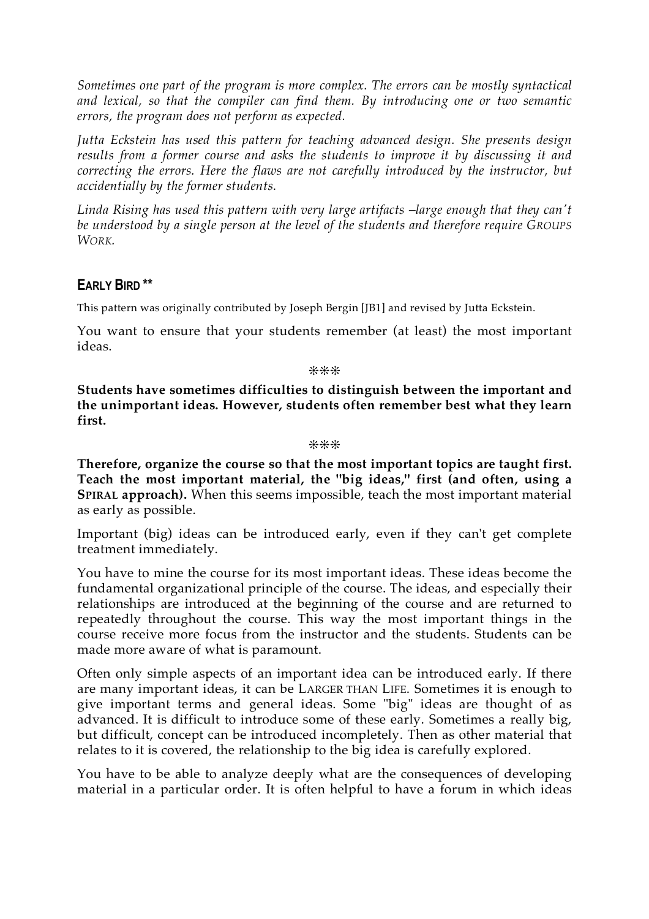*Sometimes one part of the program is more complex. The errors can be mostly syntactical and lexical, so that the compiler can find them. By introducing one or two semantic errors, the program does not perform as expected.*

*Jutta Eckstein has used this pattern for teaching advanced design. She presents design results from a former course and asks the students to improve it by discussing it and correcting the errors. Here the flaws are not carefully introduced by the instructor, but accidentially by the former students.*

*Linda Rising has used this pattern with very large artifacts –large enough that they can't be understood by a single person at the level of the students and therefore require GROUPS WORK.*

## EARLY BIRD **

This pattern was originally contributed by Joseph Bergin [JB1] and revised by Jutta Eckstein.

You want to ensure that your students remember (at least) the most important ideas.

❊❊❊

**Students have sometimes difficulties to distinguish between the important and the unimportant ideas. However, students often remember best what they learn first.**

❊❊❊

**Therefore, organize the course so that the most important topics are taught first. Teach the most important material, the "big ideas," first (and often, using a SPIRAL approach).** When this seems impossible, teach the most important material as early as possible.

Important (big) ideas can be introduced early, even if they can't get complete treatment immediately.

You have to mine the course for its most important ideas. These ideas become the fundamental organizational principle of the course. The ideas, and especially their relationships are introduced at the beginning of the course and are returned to repeatedly throughout the course. This way the most important things in the course receive more focus from the instructor and the students. Students can be made more aware of what is paramount.

Often only simple aspects of an important idea can be introduced early. If there are many important ideas, it can be LARGER THAN LIFE. Sometimes it is enough to give important terms and general ideas. Some "big" ideas are thought of as advanced. It is difficult to introduce some of these early. Sometimes a really big, but difficult, concept can be introduced incompletely. Then as other material that relates to it is covered, the relationship to the big idea is carefully explored.

You have to be able to analyze deeply what are the consequences of developing material in a particular order. It is often helpful to have a forum in which ideas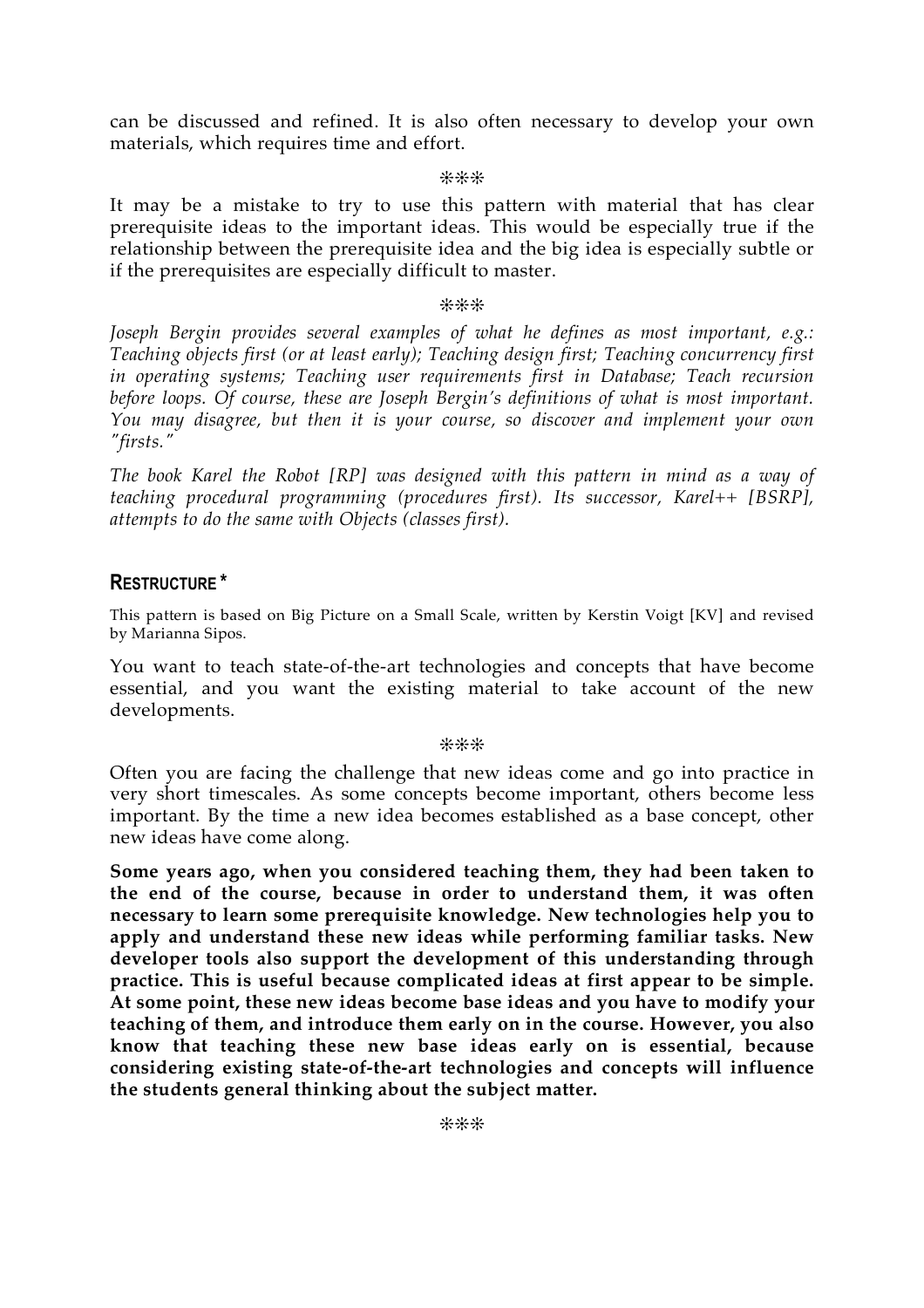can be discussed and refined. It is also often necessary to develop your own materials, which requires time and effort.

❊❊❊

It may be a mistake to try to use this pattern with material that has clear prerequisite ideas to the important ideas. This would be especially true if the relationship between the prerequisite idea and the big idea is especially subtle or if the prerequisites are especially difficult to master.

❊❊❊

*Joseph Bergin provides several examples of what he defines as most important, e.g.: Teaching objects first (or at least early); Teaching design first; Teaching concurrency first in operating systems; Teaching user requirements first in Database; Teach recursion before loops. Of course, these are Joseph Bergin's definitions of what is most important. You may disagree, but then it is your course, so discover and implement your own "firsts."*

*The book Karel the Robot [RP] was designed with this pattern in mind as a way of teaching procedural programming (procedures first). Its successor, Karel++ [BSRP], attempts to do the same with Objects (classes first).*

## RESTRUCTURE *

This pattern is based on Big Picture on a Small Scale, written by Kerstin Voigt [KV] and revised by Marianna Sipos.

You want to teach state-of-the-art technologies and concepts that have become essential, and you want the existing material to take account of the new developments.

❊❊❊

Often you are facing the challenge that new ideas come and go into practice in very short timescales. As some concepts become important, others become less important. By the time a new idea becomes established as a base concept, other new ideas have come along.

**Some years ago, when you considered teaching them, they had been taken to the end of the course, because in order to understand them, it was often necessary to learn some prerequisite knowledge. New technologies help you to apply and understand these new ideas while performing familiar tasks. New developer tools also support the development of this understanding through practice. This is useful because complicated ideas at first appear to be simple. At some point, these new ideas become base ideas and you have to modify your teaching of them, and introduce them early on in the course. However, you also know that teaching these new base ideas early on is essential, because considering existing state-of-the-art technologies and concepts will influence the students general thinking about the subject matter.**

❊❊❊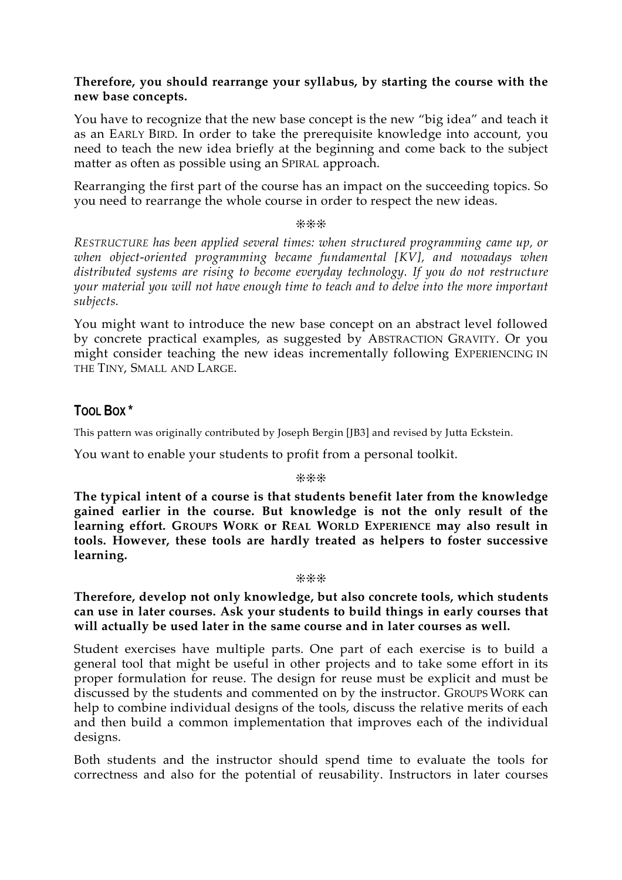**Therefore, you should rearrange your syllabus, by starting the course with the new base concepts.**

You have to recognize that the new base concept is the new "big idea" and teach it as an EARLY BIRD. In order to take the prerequisite knowledge into account, you need to teach the new idea briefly at the beginning and come back to the subject matter as often as possible using an SPIRAL approach.

Rearranging the first part of the course has an impact on the succeeding topics. So you need to rearrange the whole course in order to respect the new ideas.

❋❋❋

*RESTRUCTURE has been applied several times: when structured programming came up, or when object-oriented programming became fundamental [KV], and nowadays when distributed systems are rising to become everyday technology. If you do not restructure your material you will not have enough time to teach and to delve into the more important subjects.*

You might want to introduce the new base concept on an abstract level followed by concrete practical examples, as suggested by ABSTRACTION GRAVITY. Or you might consider teaching the new ideas incrementally following EXPERIENCING IN THE TINY, SMALL AND LARGE.

## TOOL BOX *

This pattern was originally contributed by Joseph Bergin [JB3] and revised by Jutta Eckstein.

You want to enable your students to profit from a personal toolkit.

❋❋❋

**The typical intent of a course is that students benefit later from the knowledge gained earlier in the course. But knowledge is not the only result of the learning effort. GROUPS WORK or REAL WORLD EXPERIENCE may also result in tools. However, these tools are hardly treated as helpers to foster successive learning.**

❋❋❋

**Therefore, develop not only knowledge, but also concrete tools, which students can use in later courses. Ask your students to build things in early courses that will actually be used later in the same course and in later courses as well.**

Student exercises have multiple parts. One part of each exercise is to build a general tool that might be useful in other projects and to take some effort in its proper formulation for reuse. The design for reuse must be explicit and must be discussed by the students and commented on by the instructor. GROUPS WORK can help to combine individual designs of the tools, discuss the relative merits of each and then build a common implementation that improves each of the individual designs.

Both students and the instructor should spend time to evaluate the tools for correctness and also for the potential of reusability. Instructors in later courses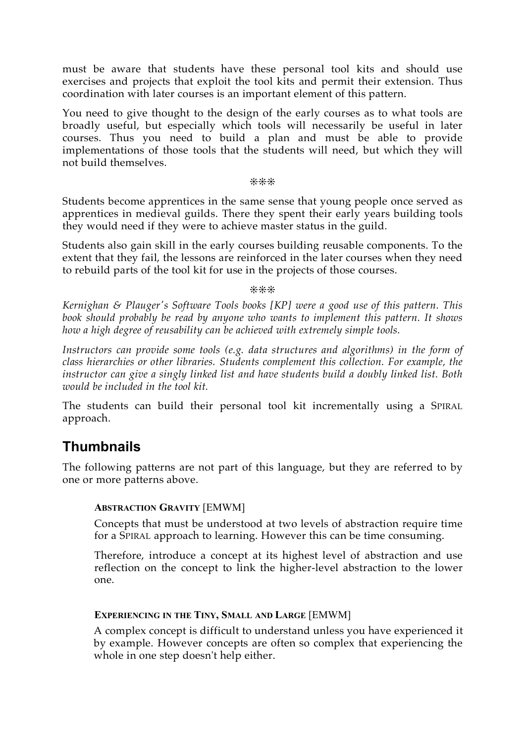must be aware that students have these personal tool kits and should use exercises and projects that exploit the tool kits and permit their extension. Thus coordination with later courses is an important element of this pattern.

You need to give thought to the design of the early courses as to what tools are broadly useful, but especially which tools will necessarily be useful in later courses. Thus you need to build a plan and must be able to provide implementations of those tools that the students will need, but which they will not build themselves.

❊❊❊

Students become apprentices in the same sense that young people once served as apprentices in medieval guilds. There they spent their early years building tools they would need if they were to achieve master status in the guild.

Students also gain skill in the early courses building reusable components. To the extent that they fail, the lessons are reinforced in the later courses when they need to rebuild parts of the tool kit for use in the projects of those courses.

❊❊❊

*Kernighan & Plauger's Software Tools books [KP] were a good use of this pattern. This book should probably be read by anyone who wants to implement this pattern. It shows how a high degree of reusability can be achieved with extremely simple tools.*

*Instructors can provide some tools (e.g. data structures and algorithms) in the form of class hierarchies or other libraries. Students complement this collection. For example, the instructor can give a singly linked list and have students build a doubly linked list. Both would be included in the tool kit.*

The students can build their personal tool kit incrementally using a SPIRAL approach.

## Thumbnails

The following patterns are not part of this language, but they are referred to by one or more patterns above.

**ABSTRACTION GRAVITY** [EMWM]

Concepts that must be understood at two levels of abstraction require time for a SPIRAL approach to learning. However this can be time consuming.

Therefore, introduce a concept at its highest level of abstraction and use reflection on the concept to link the higher-level abstraction to the lower one.

**EXPERIENCING IN THE TINY, SMALL AND LARGE** [EMWM]

A complex concept is difficult to understand unless you have experienced it by example. However concepts are often so complex that experiencing the whole in one step doesn't help either.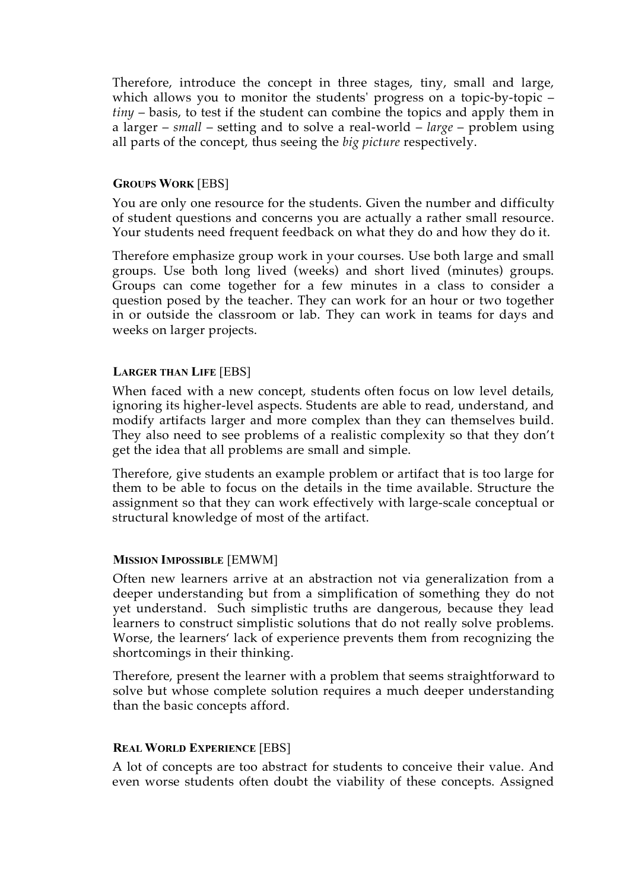Therefore, introduce the concept in three stages, tiny, small and large, which allows you to monitor the students' progress on a topic-by-topic – *tiny* – basis, to test if the student can combine the topics and apply them in a larger – *small* – setting and to solve a real-world – *large* – problem using all parts of the concept, thus seeing the *big picture* respectively.

#### **GROUPS WORK** [EBS]

You are only one resource for the students. Given the number and difficulty of student questions and concerns you are actually a rather small resource. Your students need frequent feedback on what they do and how they do it.

Therefore emphasize group work in your courses. Use both large and small groups. Use both long lived (weeks) and short lived (minutes) groups. Groups can come together for a few minutes in a class to consider a question posed by the teacher. They can work for an hour or two together in or outside the classroom or lab. They can work in teams for days and weeks on larger projects.

#### **LARGER THAN LIFE** [EBS]

When faced with a new concept, students often focus on low level details, ignoring its higher-level aspects. Students are able to read, understand, and modify artifacts larger and more complex than they can themselves build. They also need to see problems of a realistic complexity so that they don't get the idea that all problems are small and simple.

Therefore, give students an example problem or artifact that is too large for them to be able to focus on the details in the time available. Structure the assignment so that they can work effectively with large-scale conceptual or structural knowledge of most of the artifact.

#### **MISSION IMPOSSIBLE** [EMWM]

Often new learners arrive at an abstraction not via generalization from a deeper understanding but from a simplification of something they do not yet understand. Such simplistic truths are dangerous, because they lead learners to construct simplistic solutions that do not really solve problems. Worse, the learners' lack of experience prevents them from recognizing the shortcomings in their thinking.

Therefore, present the learner with a problem that seems straightforward to solve but whose complete solution requires a much deeper understanding than the basic concepts afford.

#### **REAL WORLD EXPERIENCE** [EBS]

A lot of concepts are too abstract for students to conceive their value. And even worse students often doubt the viability of these concepts. Assigned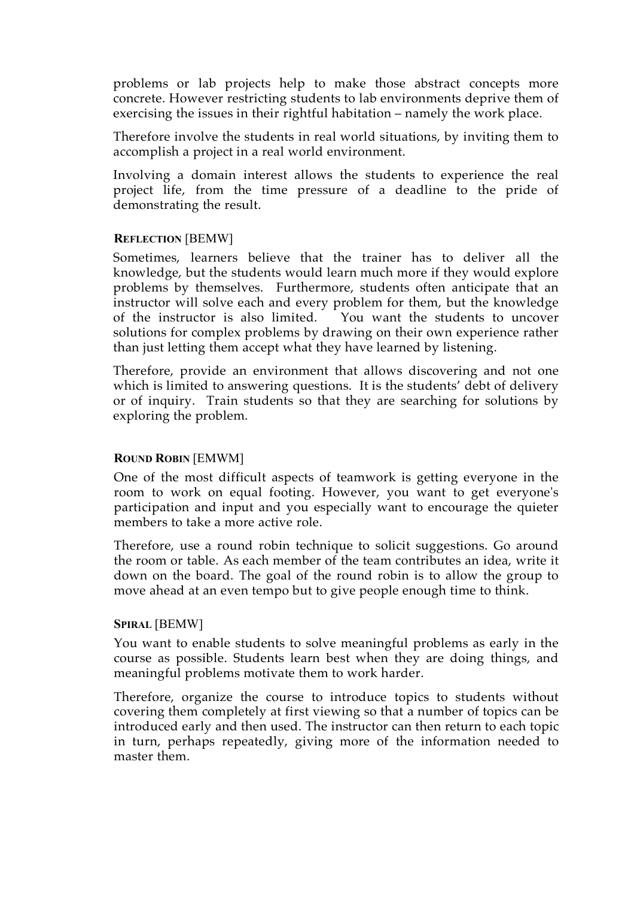problems or lab projects help to make those abstract concepts more concrete. However restricting students to lab environments deprive them of exercising the issues in their rightful habitation – namely the work place.

Therefore involve the students in real world situations, by inviting them to accomplish a project in a real world environment.

Involving a domain interest allows the students to experience the real project life, from the time pressure of a deadline to the pride of demonstrating the result.

**REFLECTION** [BEMW]

Sometimes, learners believe that the trainer has to deliver all the knowledge, but the students would learn much more if they would explore problems by themselves. Furthermore, students often anticipate that an instructor will solve each and every problem for them, but the knowledge of the instructor is also limited. You want the students to uncover solutions for complex problems by drawing on their own experience rather than just letting them accept what they have learned by listening.

Therefore, provide an environment that allows discovering and not one which is limited to answering questions. It is the students' debt of delivery or of inquiry. Train students so that they are searching for solutions by exploring the problem.

**ROUND ROBIN** [EMWM]

One of the most difficult aspects of teamwork is getting everyone in the room to work on equal footing. However, you want to get everyone's participation and input and you especially want to encourage the quieter members to take a more active role.

Therefore, use a round robin technique to solicit suggestions. Go around the room or table. As each member of the team contributes an idea, write it down on the board. The goal of the round robin is to allow the group to move ahead at an even tempo but to give people enough time to think.

**SPIRAL** [BEMW]

You want to enable students to solve meaningful problems as early in the course as possible. Students learn best when they are doing things, and meaningful problems motivate them to work harder.

Therefore, organize the course to introduce topics to students without covering them completely at first viewing so that a number of topics can be introduced early and then used. The instructor can then return to each topic in turn, perhaps repeatedly, giving more of the information needed to master them.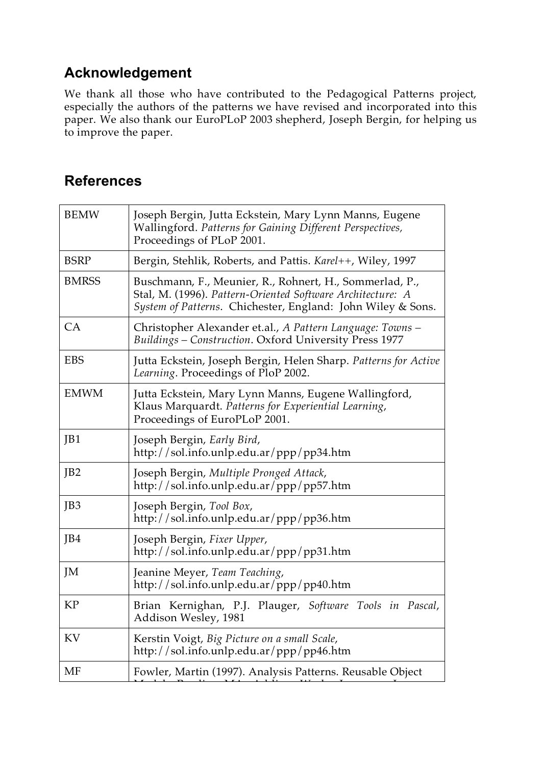## Acknowledgement

We thank all those who have contributed to the Pedagogical Patterns project, especially the authors of the patterns we have revised and incorporated into this paper. We also thank our EuroPLoP 2003 shepherd, Joseph Bergin, for helping us to improve the paper.

## References

| | |
|---|---|
| BEMW | Joseph Bergin, Jutta Eckstein, Mary Lynn Manns, Eugene Wallingford. *Patterns for Gaining Different Perspectives*, Proceedings of PLoP 2001. |
| BSRP | Bergin, Stehlik, Roberts, and Pattis. *Karel++*, Wiley, 1997 |
| BMRSS | Buschmann, F., Meunier, R., Rohnert, H., Sommerlad, P., Stal, M. (1996). *Pattern-Oriented Software Architecture: A System of Patterns*. Chichester, England: John Wiley & Sons. |
| CA | Christopher Alexander et.al., *A Pattern Language: Towns – Buildings – Construction*. Oxford University Press 1977 |
| EBS | Jutta Eckstein, Joseph Bergin, Helen Sharp. *Patterns for Active Learning*. Proceedings of PloP 2002. |
| EMWM | Jutta Eckstein, Mary Lynn Manns, Eugene Wallingford, Klaus Marquardt. *Patterns for Experiential Learning*, Proceedings of EuroPLoP 2001. |
| JB1 | Joseph Bergin, *Early Bird*, http://sol.info.unlp.edu.ar/ppp/pp34.htm |
| JB2 | Joseph Bergin, *Multiple Pronged Attack*, http://sol.info.unlp.edu.ar/ppp/pp57.htm |
| JB3 | Joseph Bergin, *Tool Box*, http://sol.info.unlp.edu.ar/ppp/pp36.htm |
| JB4 | Joseph Bergin, *Fixer Upper*, http://sol.info.unlp.edu.ar/ppp/pp31.htm |
| JM | Jeanine Meyer, *Team Teaching*, http://sol.info.unlp.edu.ar/ppp/pp40.htm |
| KP | Brian Kernighan, P.J. Plauger, *Software Tools in Pascal*, Addison Wesley, 1981 |
| KV | Kerstin Voigt, *Big Picture on a small Scale*, http://sol.info.unlp.edu.ar/ppp/pp46.htm |
| MF | Fowler, Martin (1997). Analysis Patterns. Reusable Object |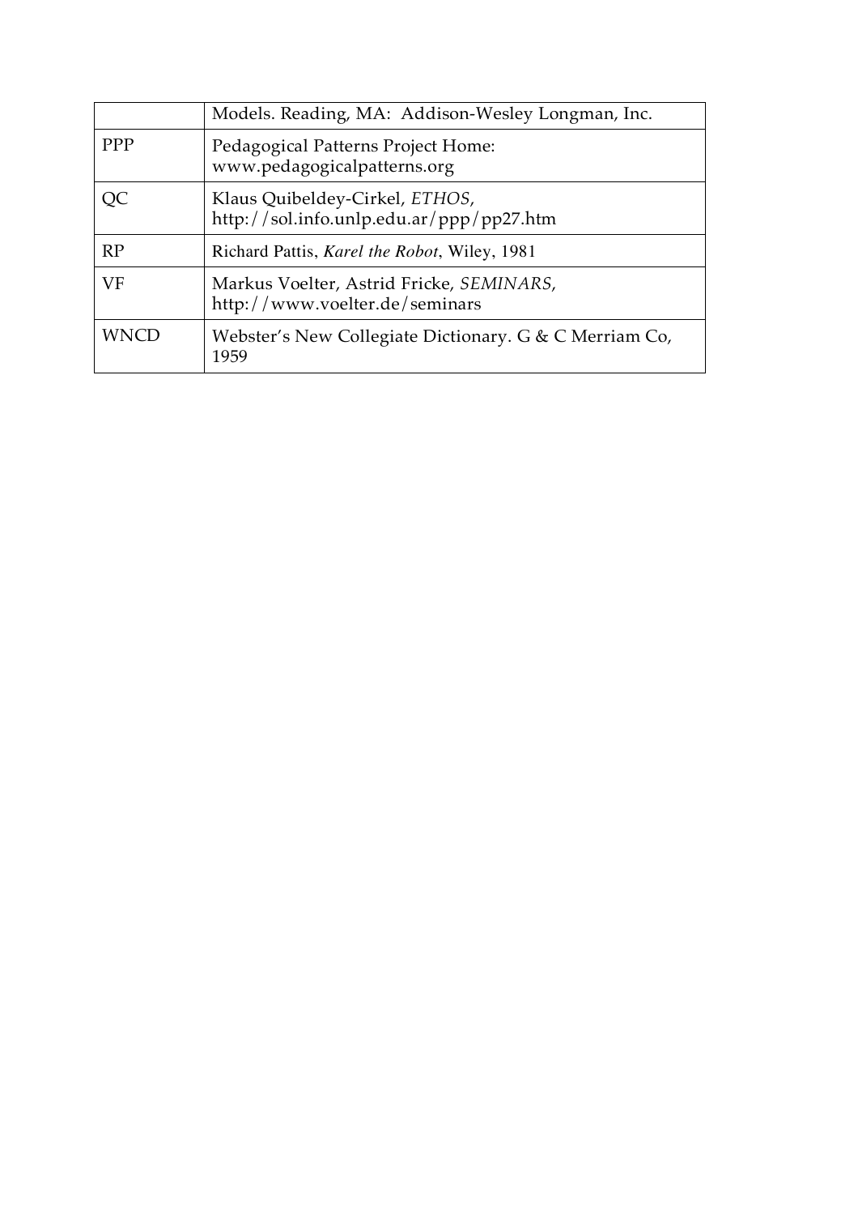| | |
|---|---|
| | Models. Reading, MA: Addison-Wesley Longman, Inc. |
| PPP | Pedagogical Patterns Project Home: www.pedagogicalpatterns.org |
| QC | Klaus Quibeldey-Cirkel, *ETHOS*, http://sol.info.unlp.edu.ar/ppp/pp27.htm |
| RP | Richard Pattis, *Karel the Robot*, Wiley, 1981 |
| VF | Markus Voelter, Astrid Fricke, *SEMINARS*, http://www.voelter.de/seminars |
| WNCD | Webster's New Collegiate Dictionary. G & C Merriam Co, 1959 |